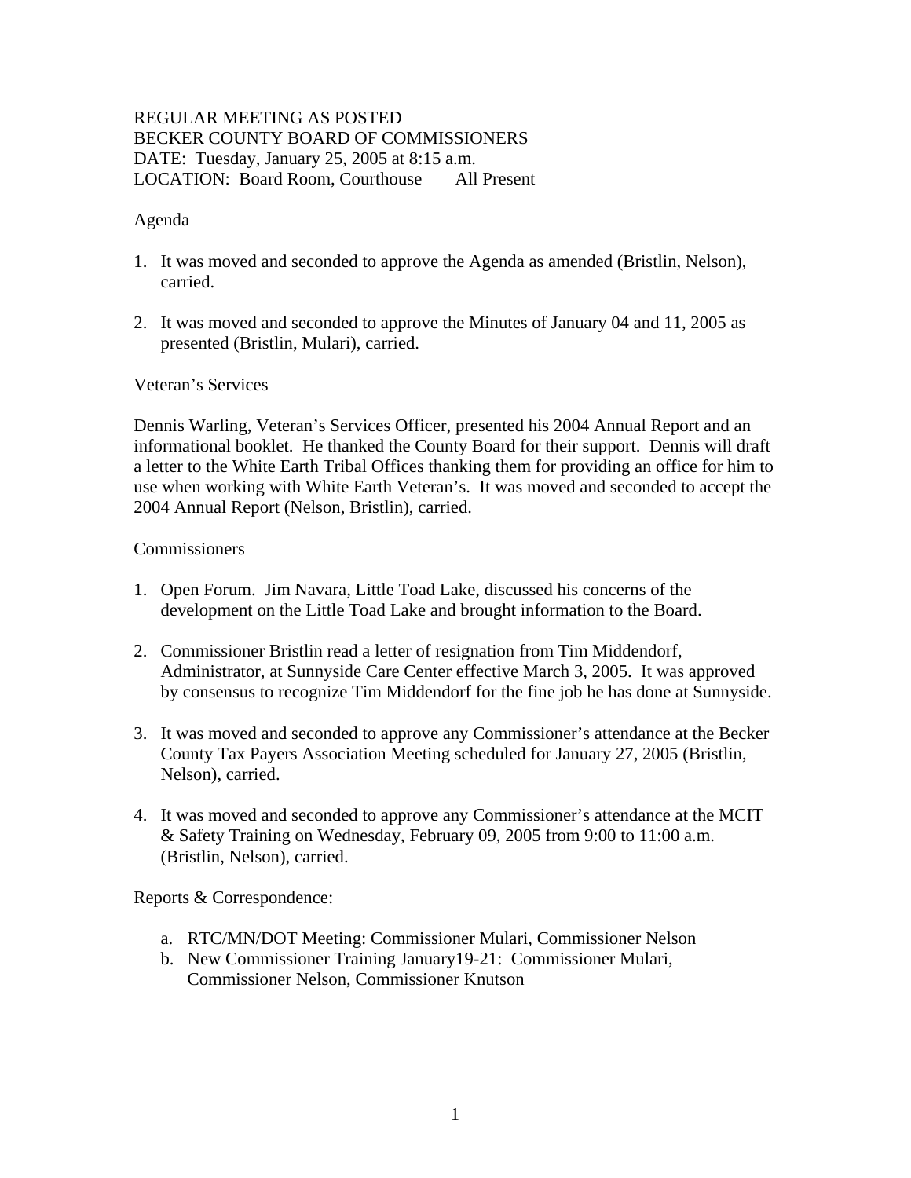REGULAR MEETING AS POSTED
BECKER COUNTY BOARD OF COMMISSIONERS
DATE: Tuesday, January 25, 2005 at 8:15 a.m.
LOCATION: Board Room, Courthouse All Present

Agenda

1. It was moved and seconded to approve the Agenda as amended (Bristlin, Nelson), carried.

2. It was moved and seconded to approve the Minutes of January 04 and 11, 2005 as presented (Bristlin, Mulari), carried.

Veteran's Services

Dennis Warling, Veteran's Services Officer, presented his 2004 Annual Report and an informational booklet. He thanked the County Board for their support. Dennis will draft a letter to the White Earth Tribal Offices thanking them for providing an office for him to use when working with White Earth Veteran's. It was moved and seconded to accept the 2004 Annual Report (Nelson, Bristlin), carried.

Commissioners

1. Open Forum. Jim Navara, Little Toad Lake, discussed his concerns of the development on the Little Toad Lake and brought information to the Board.

2. Commissioner Bristlin read a letter of resignation from Tim Middendorf, Administrator, at Sunnyside Care Center effective March 3, 2005. It was approved by consensus to recognize Tim Middendorf for the fine job he has done at Sunnyside.

3. It was moved and seconded to approve any Commissioner's attendance at the Becker County Tax Payers Association Meeting scheduled for January 27, 2005 (Bristlin, Nelson), carried.

4. It was moved and seconded to approve any Commissioner's attendance at the MCIT & Safety Training on Wednesday, February 09, 2005 from 9:00 to 11:00 a.m. (Bristlin, Nelson), carried.

Reports & Correspondence:

a. RTC/MN/DOT Meeting: Commissioner Mulari, Commissioner Nelson
b. New Commissioner Training January19-21: Commissioner Mulari, Commissioner Nelson, Commissioner Knutson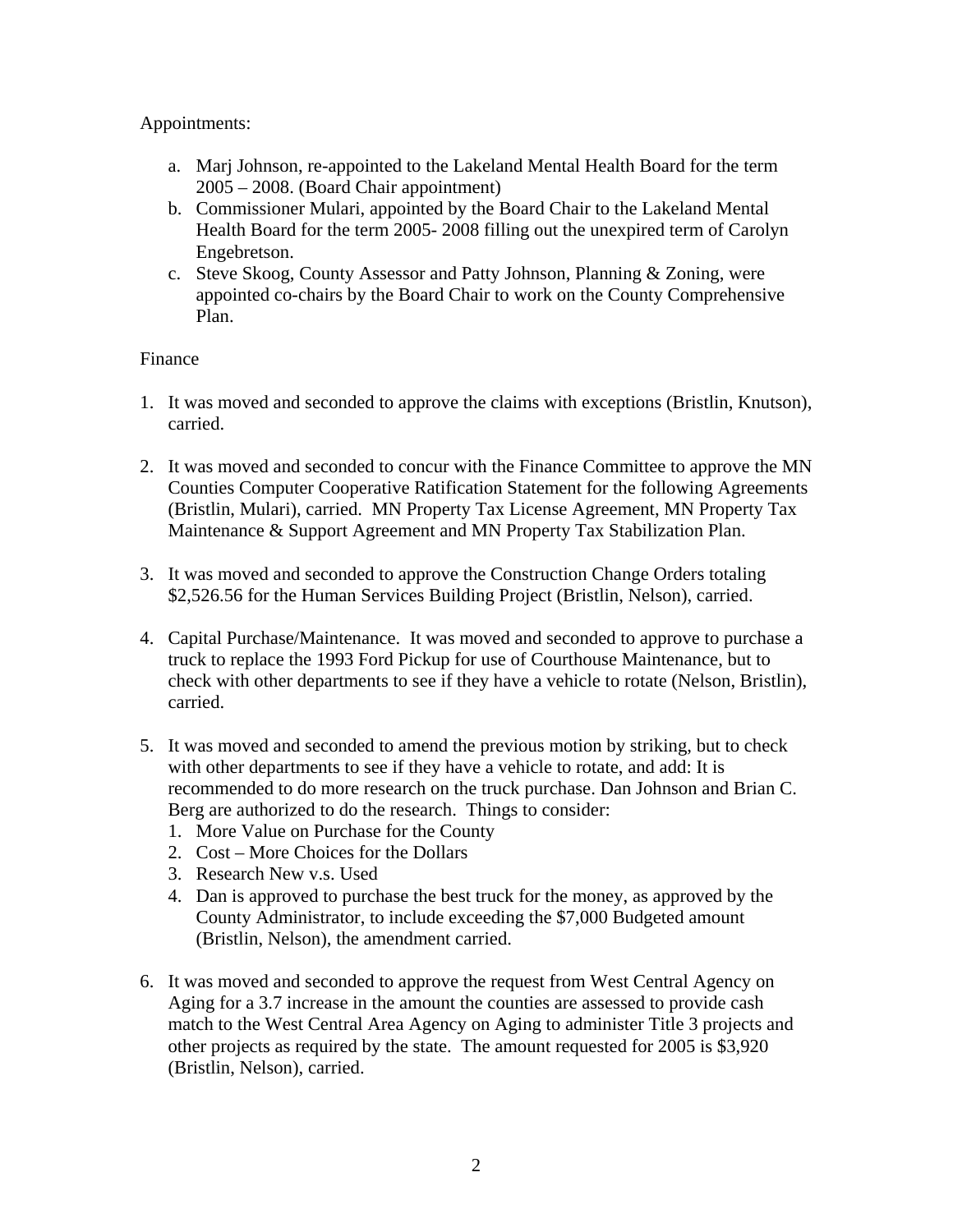Appointments:

a. Marj Johnson, re-appointed to the Lakeland Mental Health Board for the term 2005 – 2008. (Board Chair appointment)
b. Commissioner Mulari, appointed by the Board Chair to the Lakeland Mental Health Board for the term 2005- 2008 filling out the unexpired term of Carolyn Engebretson.
c. Steve Skoog, County Assessor and Patty Johnson, Planning & Zoning, were appointed co-chairs by the Board Chair to work on the County Comprehensive Plan.

Finance

1. It was moved and seconded to approve the claims with exceptions (Bristlin, Knutson), carried.

2. It was moved and seconded to concur with the Finance Committee to approve the MN Counties Computer Cooperative Ratification Statement for the following Agreements (Bristlin, Mulari), carried. MN Property Tax License Agreement, MN Property Tax Maintenance & Support Agreement and MN Property Tax Stabilization Plan.

3. It was moved and seconded to approve the Construction Change Orders totaling $2,526.56 for the Human Services Building Project (Bristlin, Nelson), carried.

4. Capital Purchase/Maintenance. It was moved and seconded to approve to purchase a truck to replace the 1993 Ford Pickup for use of Courthouse Maintenance, but to check with other departments to see if they have a vehicle to rotate (Nelson, Bristlin), carried.

5. It was moved and seconded to amend the previous motion by striking, but to check with other departments to see if they have a vehicle to rotate, and add: It is recommended to do more research on the truck purchase. Dan Johnson and Brian C. Berg are authorized to do the research. Things to consider:
   1. More Value on Purchase for the County
   2. Cost – More Choices for the Dollars
   3. Research New v.s. Used
   4. Dan is approved to purchase the best truck for the money, as approved by the County Administrator, to include exceeding the $7,000 Budgeted amount (Bristlin, Nelson), the amendment carried.

6. It was moved and seconded to approve the request from West Central Agency on Aging for a 3.7 increase in the amount the counties are assessed to provide cash match to the West Central Area Agency on Aging to administer Title 3 projects and other projects as required by the state. The amount requested for 2005 is $3,920 (Bristlin, Nelson), carried.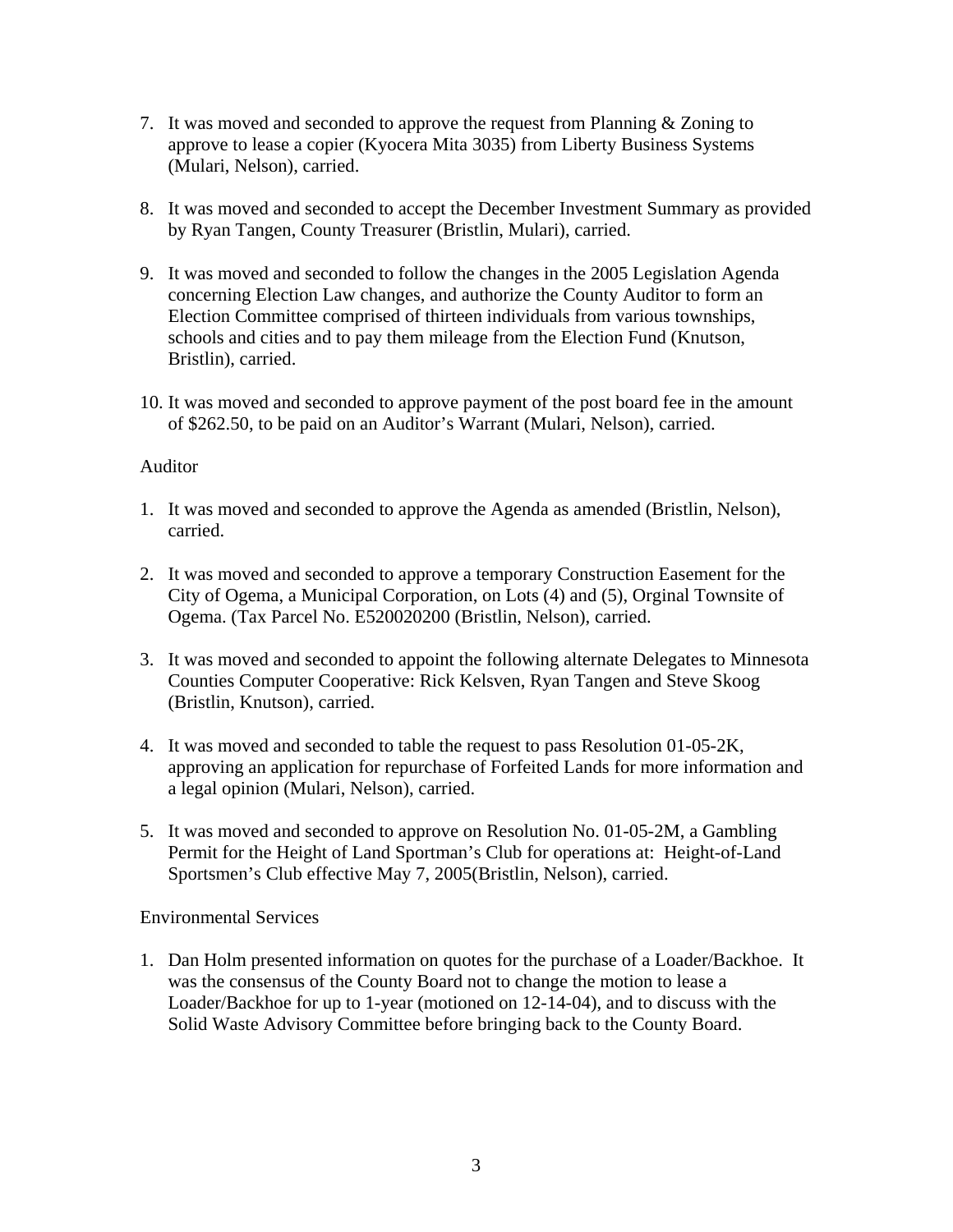7. It was moved and seconded to approve the request from Planning & Zoning to approve to lease a copier (Kyocera Mita 3035) from Liberty Business Systems (Mulari, Nelson), carried.

8. It was moved and seconded to accept the December Investment Summary as provided by Ryan Tangen, County Treasurer (Bristlin, Mulari), carried.

9. It was moved and seconded to follow the changes in the 2005 Legislation Agenda concerning Election Law changes, and authorize the County Auditor to form an Election Committee comprised of thirteen individuals from various townships, schools and cities and to pay them mileage from the Election Fund (Knutson, Bristlin), carried.

10. It was moved and seconded to approve payment of the post board fee in the amount of $262.50, to be paid on an Auditor's Warrant (Mulari, Nelson), carried.

Auditor

1. It was moved and seconded to approve the Agenda as amended (Bristlin, Nelson), carried.

2. It was moved and seconded to approve a temporary Construction Easement for the City of Ogema, a Municipal Corporation, on Lots (4) and (5), Orginal Townsite of Ogema. (Tax Parcel No. E520020200 (Bristlin, Nelson), carried.

3. It was moved and seconded to appoint the following alternate Delegates to Minnesota Counties Computer Cooperative: Rick Kelsven, Ryan Tangen and Steve Skoog (Bristlin, Knutson), carried.

4. It was moved and seconded to table the request to pass Resolution 01-05-2K, approving an application for repurchase of Forfeited Lands for more information and a legal opinion (Mulari, Nelson), carried.

5. It was moved and seconded to approve on Resolution No. 01-05-2M, a Gambling Permit for the Height of Land Sportman's Club for operations at: Height-of-Land Sportsmen's Club effective May 7, 2005(Bristlin, Nelson), carried.

Environmental Services

1. Dan Holm presented information on quotes for the purchase of a Loader/Backhoe. It was the consensus of the County Board not to change the motion to lease a Loader/Backhoe for up to 1-year (motioned on 12-14-04), and to discuss with the Solid Waste Advisory Committee before bringing back to the County Board.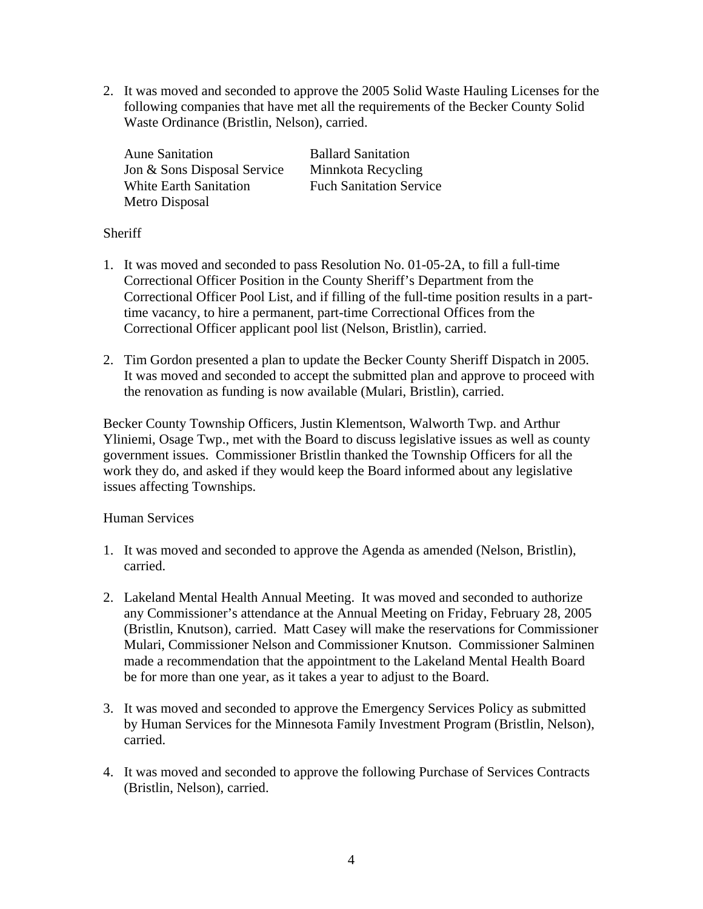2. It was moved and seconded to approve the 2005 Solid Waste Hauling Licenses for the following companies that have met all the requirements of the Becker County Solid Waste Ordinance (Bristlin, Nelson), carried.

   Aune Sanitation
   Ballard Sanitation
   Jon & Sons Disposal Service
   Minnkota Recycling
   White Earth Sanitation
   Fuch Sanitation Service
   Metro Disposal

Sheriff

1. It was moved and seconded to pass Resolution No. 01-05-2A, to fill a full-time Correctional Officer Position in the County Sheriff's Department from the Correctional Officer Pool List, and if filling of the full-time position results in a part-time vacancy, to hire a permanent, part-time Correctional Offices from the Correctional Officer applicant pool list (Nelson, Bristlin), carried.

2. Tim Gordon presented a plan to update the Becker County Sheriff Dispatch in 2005. It was moved and seconded to accept the submitted plan and approve to proceed with the renovation as funding is now available (Mulari, Bristlin), carried.

Becker County Township Officers, Justin Klementson, Walworth Twp. and Arthur Yliniemi, Osage Twp., met with the Board to discuss legislative issues as well as county government issues. Commissioner Bristlin thanked the Township Officers for all the work they do, and asked if they would keep the Board informed about any legislative issues affecting Townships.

Human Services

1. It was moved and seconded to approve the Agenda as amended (Nelson, Bristlin), carried.

2. Lakeland Mental Health Annual Meeting. It was moved and seconded to authorize any Commissioner's attendance at the Annual Meeting on Friday, February 28, 2005 (Bristlin, Knutson), carried. Matt Casey will make the reservations for Commissioner Mulari, Commissioner Nelson and Commissioner Knutson. Commissioner Salminen made a recommendation that the appointment to the Lakeland Mental Health Board be for more than one year, as it takes a year to adjust to the Board.

3. It was moved and seconded to approve the Emergency Services Policy as submitted by Human Services for the Minnesota Family Investment Program (Bristlin, Nelson), carried.

4. It was moved and seconded to approve the following Purchase of Services Contracts (Bristlin, Nelson), carried.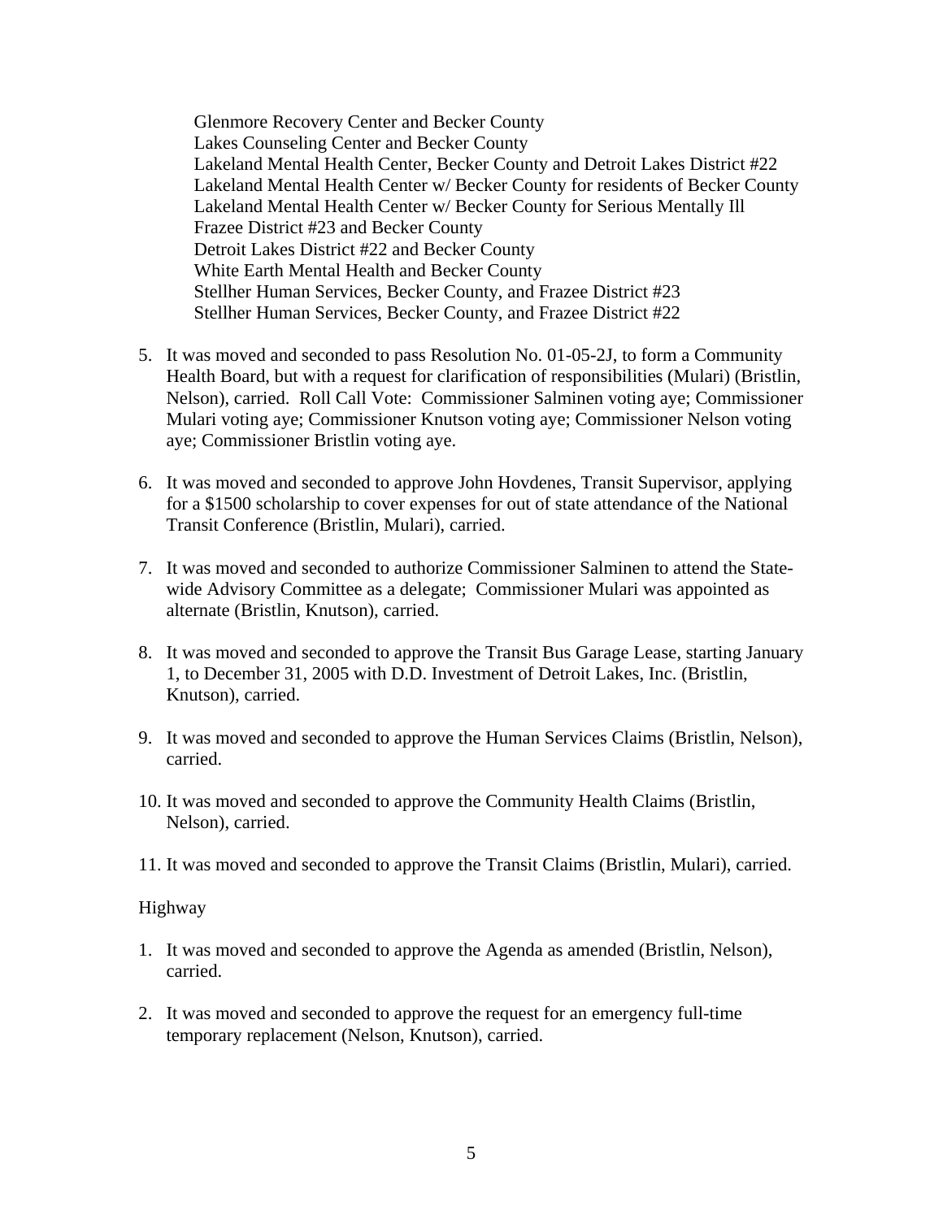Glenmore Recovery Center and Becker County
Lakes Counseling Center and Becker County
Lakeland Mental Health Center, Becker County and Detroit Lakes District #22
Lakeland Mental Health Center w/ Becker County for residents of Becker County
Lakeland Mental Health Center w/ Becker County for Serious Mentally Ill
Frazee District #23 and Becker County
Detroit Lakes District #22 and Becker County
White Earth Mental Health and Becker County
Stellher Human Services, Becker County, and Frazee District #23
Stellher Human Services, Becker County, and Frazee District #22

5. It was moved and seconded to pass Resolution No. 01-05-2J, to form a Community Health Board, but with a request for clarification of responsibilities (Mulari) (Bristlin, Nelson), carried. Roll Call Vote: Commissioner Salminen voting aye; Commissioner Mulari voting aye; Commissioner Knutson voting aye; Commissioner Nelson voting aye; Commissioner Bristlin voting aye.

6. It was moved and seconded to approve John Hovdenes, Transit Supervisor, applying for a $1500 scholarship to cover expenses for out of state attendance of the National Transit Conference (Bristlin, Mulari), carried.

7. It was moved and seconded to authorize Commissioner Salminen to attend the State-wide Advisory Committee as a delegate; Commissioner Mulari was appointed as alternate (Bristlin, Knutson), carried.

8. It was moved and seconded to approve the Transit Bus Garage Lease, starting January 1, to December 31, 2005 with D.D. Investment of Detroit Lakes, Inc. (Bristlin, Knutson), carried.

9. It was moved and seconded to approve the Human Services Claims (Bristlin, Nelson), carried.

10. It was moved and seconded to approve the Community Health Claims (Bristlin, Nelson), carried.

11. It was moved and seconded to approve the Transit Claims (Bristlin, Mulari), carried.

Highway

1. It was moved and seconded to approve the Agenda as amended (Bristlin, Nelson), carried.

2. It was moved and seconded to approve the request for an emergency full-time temporary replacement (Nelson, Knutson), carried.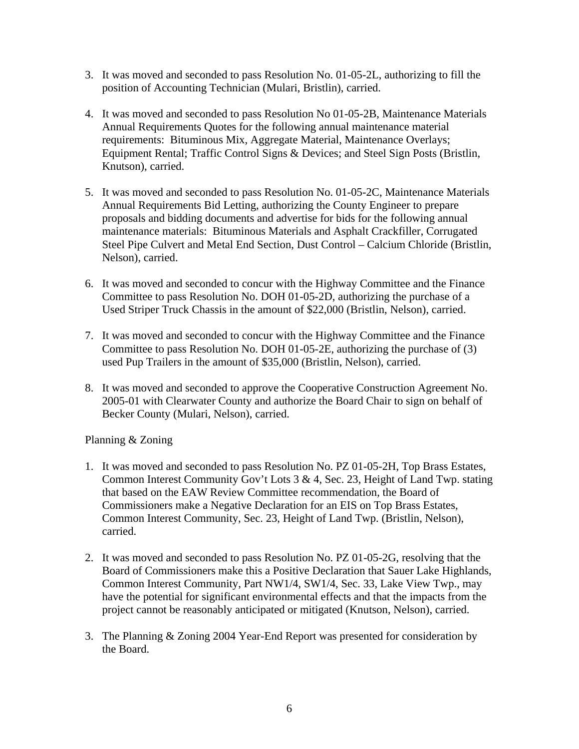3. It was moved and seconded to pass Resolution No. 01-05-2L, authorizing to fill the position of Accounting Technician (Mulari, Bristlin), carried.

4. It was moved and seconded to pass Resolution No 01-05-2B, Maintenance Materials Annual Requirements Quotes for the following annual maintenance material requirements: Bituminous Mix, Aggregate Material, Maintenance Overlays; Equipment Rental; Traffic Control Signs & Devices; and Steel Sign Posts (Bristlin, Knutson), carried.

5. It was moved and seconded to pass Resolution No. 01-05-2C, Maintenance Materials Annual Requirements Bid Letting, authorizing the County Engineer to prepare proposals and bidding documents and advertise for bids for the following annual maintenance materials: Bituminous Materials and Asphalt Crackfiller, Corrugated Steel Pipe Culvert and Metal End Section, Dust Control – Calcium Chloride (Bristlin, Nelson), carried.

6. It was moved and seconded to concur with the Highway Committee and the Finance Committee to pass Resolution No. DOH 01-05-2D, authorizing the purchase of a Used Striper Truck Chassis in the amount of $22,000 (Bristlin, Nelson), carried.

7. It was moved and seconded to concur with the Highway Committee and the Finance Committee to pass Resolution No. DOH 01-05-2E, authorizing the purchase of (3) used Pup Trailers in the amount of $35,000 (Bristlin, Nelson), carried.

8. It was moved and seconded to approve the Cooperative Construction Agreement No. 2005-01 with Clearwater County and authorize the Board Chair to sign on behalf of Becker County (Mulari, Nelson), carried.

Planning & Zoning

1. It was moved and seconded to pass Resolution No. PZ 01-05-2H, Top Brass Estates, Common Interest Community Gov't Lots 3 & 4, Sec. 23, Height of Land Twp. stating that based on the EAW Review Committee recommendation, the Board of Commissioners make a Negative Declaration for an EIS on Top Brass Estates, Common Interest Community, Sec. 23, Height of Land Twp. (Bristlin, Nelson), carried.

2. It was moved and seconded to pass Resolution No. PZ 01-05-2G, resolving that the Board of Commissioners make this a Positive Declaration that Sauer Lake Highlands, Common Interest Community, Part NW1/4, SW1/4, Sec. 33, Lake View Twp., may have the potential for significant environmental effects and that the impacts from the project cannot be reasonably anticipated or mitigated (Knutson, Nelson), carried.

3. The Planning & Zoning 2004 Year-End Report was presented for consideration by the Board.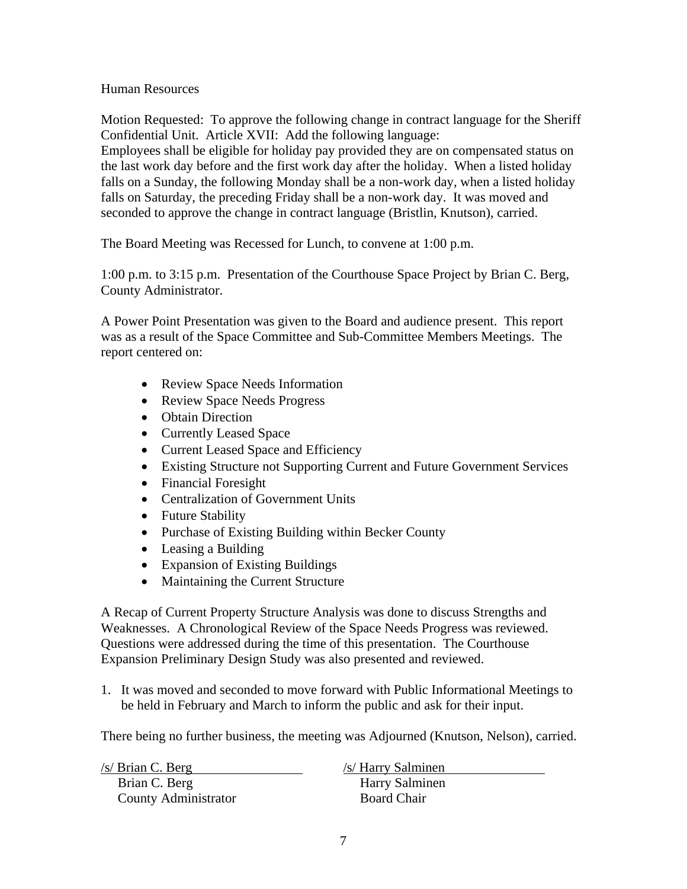Human Resources

Motion Requested: To approve the following change in contract language for the Sheriff Confidential Unit. Article XVII: Add the following language:
Employees shall be eligible for holiday pay provided they are on compensated status on the last work day before and the first work day after the holiday. When a listed holiday falls on a Sunday, the following Monday shall be a non-work day, when a listed holiday falls on Saturday, the preceding Friday shall be a non-work day. It was moved and seconded to approve the change in contract language (Bristlin, Knutson), carried.

The Board Meeting was Recessed for Lunch, to convene at 1:00 p.m.

1:00 p.m. to 3:15 p.m. Presentation of the Courthouse Space Project by Brian C. Berg, County Administrator.

A Power Point Presentation was given to the Board and audience present. This report was as a result of the Space Committee and Sub-Committee Members Meetings. The report centered on:

- Review Space Needs Information
- Review Space Needs Progress
- Obtain Direction
- Currently Leased Space
- Current Leased Space and Efficiency
- Existing Structure not Supporting Current and Future Government Services
- Financial Foresight
- Centralization of Government Units
- Future Stability
- Purchase of Existing Building within Becker County
- Leasing a Building
- Expansion of Existing Buildings
- Maintaining the Current Structure

A Recap of Current Property Structure Analysis was done to discuss Strengths and Weaknesses. A Chronological Review of the Space Needs Progress was reviewed. Questions were addressed during the time of this presentation. The Courthouse Expansion Preliminary Design Study was also presented and reviewed.

1. It was moved and seconded to move forward with Public Informational Meetings to be held in February and March to inform the public and ask for their input.

There being no further business, the meeting was Adjourned (Knutson, Nelson), carried.

| | |
|---|---|
| /s/ Brian C. Berg | /s/ Harry Salminen |
| Brian C. Berg | Harry Salminen |
| County Administrator | Board Chair |